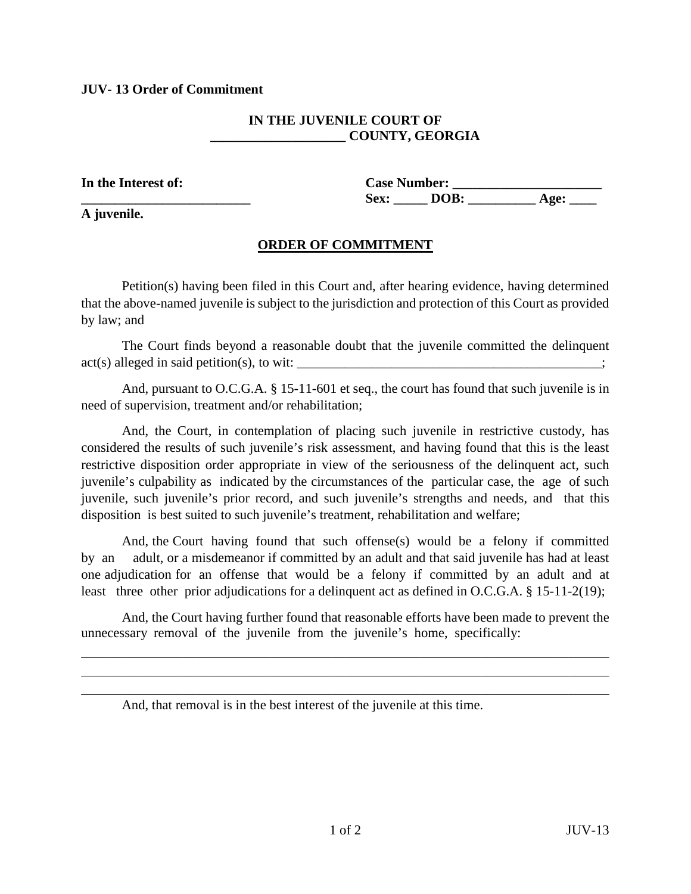**JUV- 13 Order of Commitment**

**IN THE JUVENILE COURT OF**
**____________________ COUNTY, GEORGIA**

**In the Interest of:**
**_________________________**
**A juvenile.**

**Case Number: ______________________**
**Sex: _____ DOB: __________ Age: ____**

**ORDER OF COMMITMENT**

Petition(s) having been filed in this Court and, after hearing evidence, having determined that the above-named juvenile is subject to the jurisdiction and protection of this Court as provided by law; and

The Court finds beyond a reasonable doubt that the juvenile committed the delinquent act(s) alleged in said petition(s), to wit: _______________________________________________;

And, pursuant to O.C.G.A. § 15-11-601 et seq., the court has found that such juvenile is in need of supervision, treatment and/or rehabilitation;

And, the Court, in contemplation of placing such juvenile in restrictive custody, has considered the results of such juvenile's risk assessment, and having found that this is the least restrictive disposition order appropriate in view of the seriousness of the delinquent act, such juvenile's culpability as indicated by the circumstances of the particular case, the age of such juvenile, such juvenile's prior record, and such juvenile's strengths and needs, and that this disposition is best suited to such juvenile's treatment, rehabilitation and welfare;

And, the Court having found that such offense(s) would be a felony if committed by an adult, or a misdemeanor if committed by an adult and that said juvenile has had at least one adjudication for an offense that would be a felony if committed by an adult and at least three other prior adjudications for a delinquent act as defined in O.C.G.A. § 15-11-2(19);

And, the Court having further found that reasonable efforts have been made to prevent the unnecessary removal of the juvenile from the juvenile's home, specifically:
______________________________________________________________________________
______________________________________________________________________________
______________________________________________________________________________

And, that removal is in the best interest of the juvenile at this time.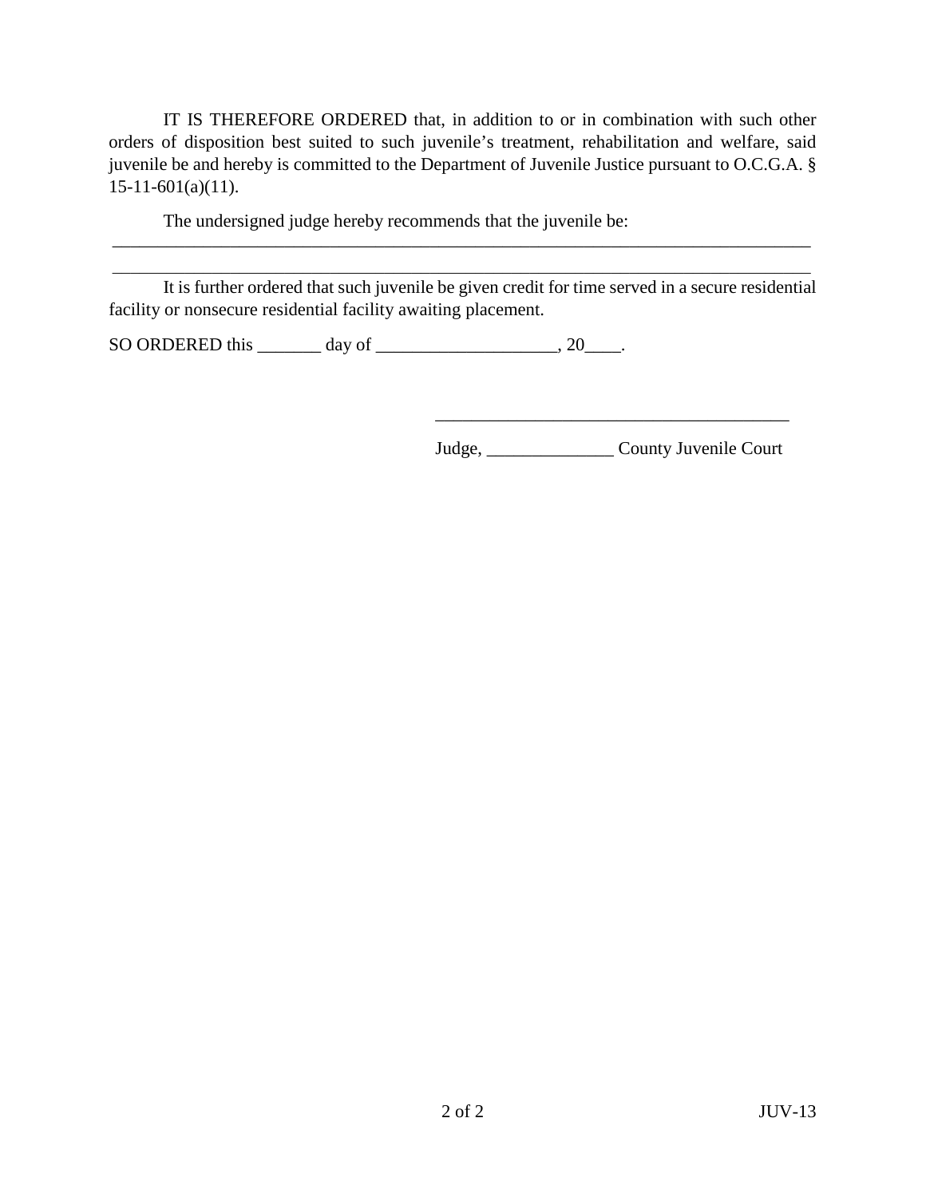IT IS THEREFORE ORDERED that, in addition to or in combination with such other orders of disposition best suited to such juvenile's treatment, rehabilitation and welfare, said juvenile be and hereby is committed to the Department of Juvenile Justice pursuant to O.C.G.A. § 15-11-601(a)(11).

The undersigned judge hereby recommends that the juvenile be:
_______________________________________________________________________________

_______________________________________________________________________________

It is further ordered that such juvenile be given credit for time served in a secure residential facility or nonsecure residential facility awaiting placement.

SO ORDERED this _______ day of ____________________, 20____.

________________________________________

Judge, ______________ County Juvenile Court